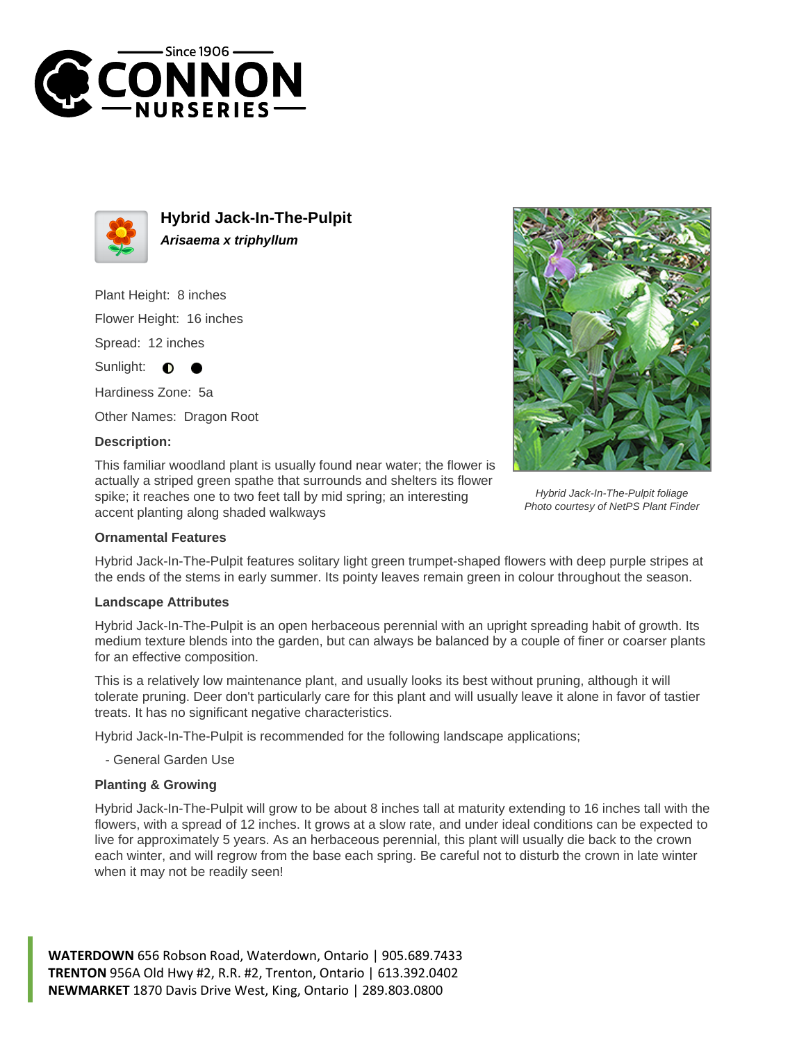# Hybrid Jack-In-The-Pulpit

***Arisaema x triphyllum***

Plant Height: 8 inches

Flower Height: 16 inches

Spread: 12 inches

Sunlight: ◐ ●

Hardiness Zone: 5a

Other Names: Dragon Root

### Description:

This familiar woodland plant is usually found near water; the flower is actually a striped green spathe that surrounds and shelters its flower spike; it reaches one to two feet tall by mid spring; an interesting accent planting along shaded walkways

*Hybrid Jack-In-The-Pulpit foliage*
*Photo courtesy of NetPS Plant Finder*

### Ornamental Features

Hybrid Jack-In-The-Pulpit features solitary light green trumpet-shaped flowers with deep purple stripes at the ends of the stems in early summer. Its pointy leaves remain green in colour throughout the season.

### Landscape Attributes

Hybrid Jack-In-The-Pulpit is an open herbaceous perennial with an upright spreading habit of growth. Its medium texture blends into the garden, but can always be balanced by a couple of finer or coarser plants for an effective composition.

This is a relatively low maintenance plant, and usually looks its best without pruning, although it will tolerate pruning. Deer don't particularly care for this plant and will usually leave it alone in favor of tastier treats. It has no significant negative characteristics.

Hybrid Jack-In-The-Pulpit is recommended for the following landscape applications;

- General Garden Use

### Planting & Growing

Hybrid Jack-In-The-Pulpit will grow to be about 8 inches tall at maturity extending to 16 inches tall with the flowers, with a spread of 12 inches. It grows at a slow rate, and under ideal conditions can be expected to live for approximately 5 years. As an herbaceous perennial, this plant will usually die back to the crown each winter, and will regrow from the base each spring. Be careful not to disturb the crown in late winter when it may not be readily seen!

**WATERDOWN** 656 Robson Road, Waterdown, Ontario | 905.689.7433
**TRENTON** 956A Old Hwy #2, R.R. #2, Trenton, Ontario | 613.392.0402
**NEWMARKET** 1870 Davis Drive West, King, Ontario | 289.803.0800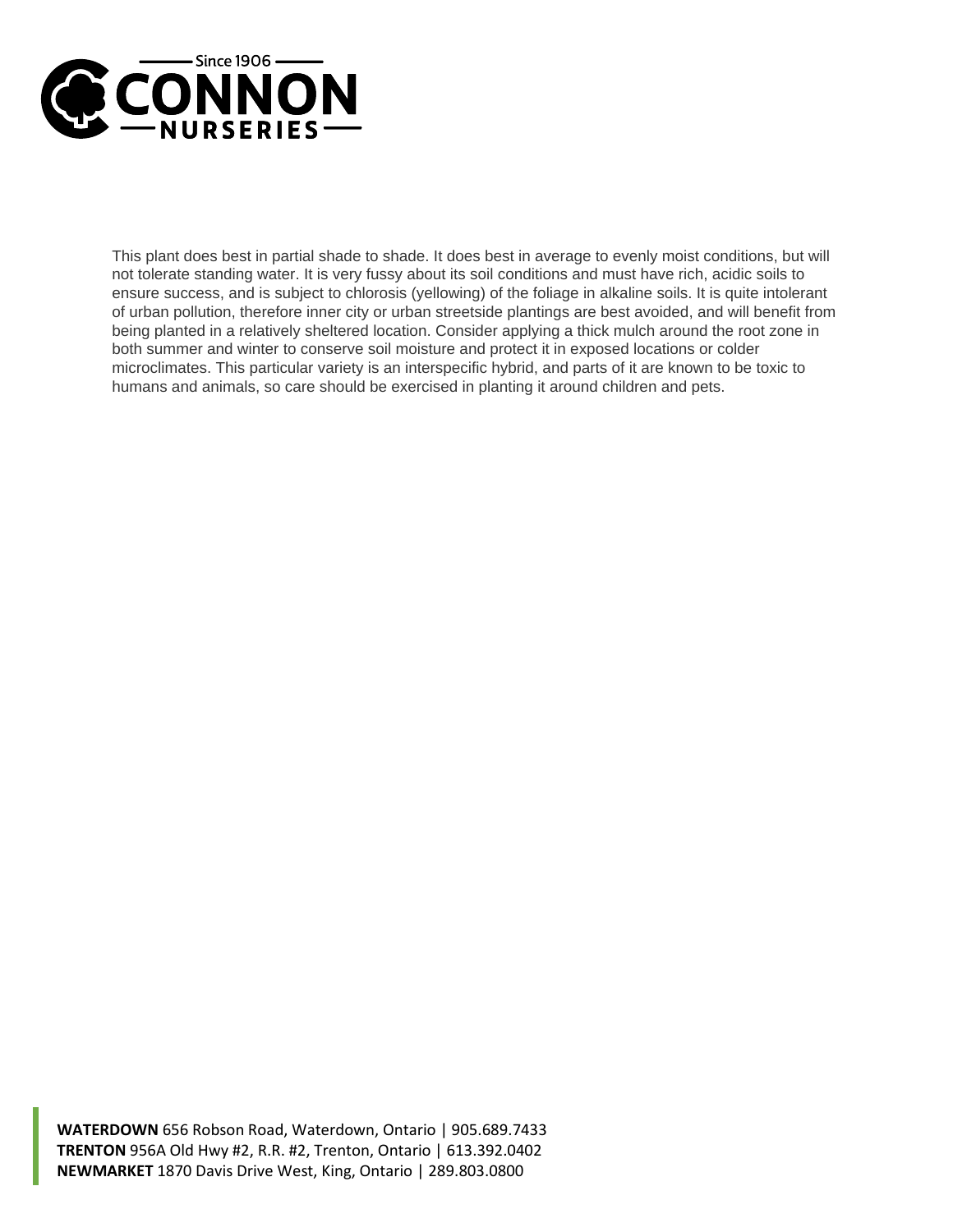This plant does best in partial shade to shade. It does best in average to evenly moist conditions, but will not tolerate standing water. It is very fussy about its soil conditions and must have rich, acidic soils to ensure success, and is subject to chlorosis (yellowing) of the foliage in alkaline soils. It is quite intolerant of urban pollution, therefore inner city or urban streetside plantings are best avoided, and will benefit from being planted in a relatively sheltered location. Consider applying a thick mulch around the root zone in both summer and winter to conserve soil moisture and protect it in exposed locations or colder microclimates. This particular variety is an interspecific hybrid, and parts of it are known to be toxic to humans and animals, so care should be exercised in planting it around children and pets.